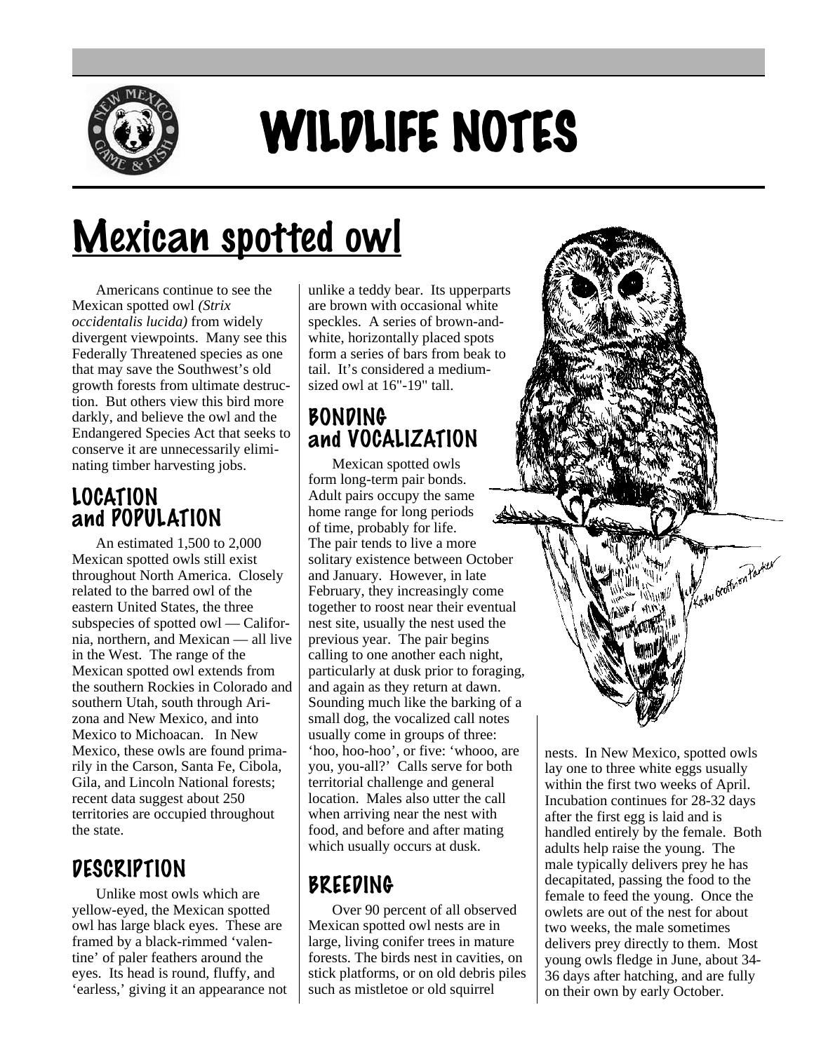# WILDLIFE NOTES

## Mexican spotted owl

Americans continue to see the Mexican spotted owl *(Strix occidentalis lucida)* from widely divergent viewpoints. Many see this Federally Threatened species as one that may save the Southwest's old growth forests from ultimate destruction. But others view this bird more darkly, and believe the owl and the Endangered Species Act that seeks to conserve it are unnecessarily eliminating timber harvesting jobs.

### LOCATION and POPULATION

An estimated 1,500 to 2,000 Mexican spotted owls still exist throughout North America. Closely related to the barred owl of the eastern United States, the three subspecies of spotted owl — California, northern, and Mexican — all live in the West. The range of the Mexican spotted owl extends from the southern Rockies in Colorado and southern Utah, south through Arizona and New Mexico, and into Mexico to Michoacan. In New Mexico, these owls are found primarily in the Carson, Santa Fe, Cibola, Gila, and Lincoln National forests; recent data suggest about 250 territories are occupied throughout the state.

### DESCRIPTION

Unlike most owls which are yellow-eyed, the Mexican spotted owl has large black eyes. These are framed by a black-rimmed 'valentine' of paler feathers around the eyes. Its head is round, fluffy, and 'earless,' giving it an appearance not unlike a teddy bear. Its upperparts are brown with occasional white speckles. A series of brown-and-white, horizontally placed spots form a series of bars from beak to tail. It's considered a medium-sized owl at 16"-19" tall.

### BONDING and VOCALIZATION

Mexican spotted owls form long-term pair bonds. Adult pairs occupy the same home range for long periods of time, probably for life. The pair tends to live a more solitary existence between October and January. However, in late February, they increasingly come together to roost near their eventual nest site, usually the nest used the previous year. The pair begins calling to one another each night, particularly at dusk prior to foraging, and again as they return at dawn. Sounding much like the barking of a small dog, the vocalized call notes usually come in groups of three: 'hoo, hoo-hoo', or five: 'whooo, are you, you-all?' Calls serve for both territorial challenge and general location. Males also utter the call when arriving near the nest with food, and before and after mating which usually occurs at dusk.

### BREEDING

Over 90 percent of all observed Mexican spotted owl nests are in large, living conifer trees in mature forests. The birds nest in cavities, on stick platforms, or on old debris piles such as mistletoe or old squirrel nests. In New Mexico, spotted owls lay one to three white eggs usually within the first two weeks of April. Incubation continues for 28-32 days after the first egg is laid and is handled entirely by the female. Both adults help raise the young. The male typically delivers prey he has decapitated, passing the food to the female to feed the young. Once the owlets are out of the nest for about two weeks, the male sometimes delivers prey directly to them. Most young owls fledge in June, about 34-36 days after hatching, and are fully on their own by early October.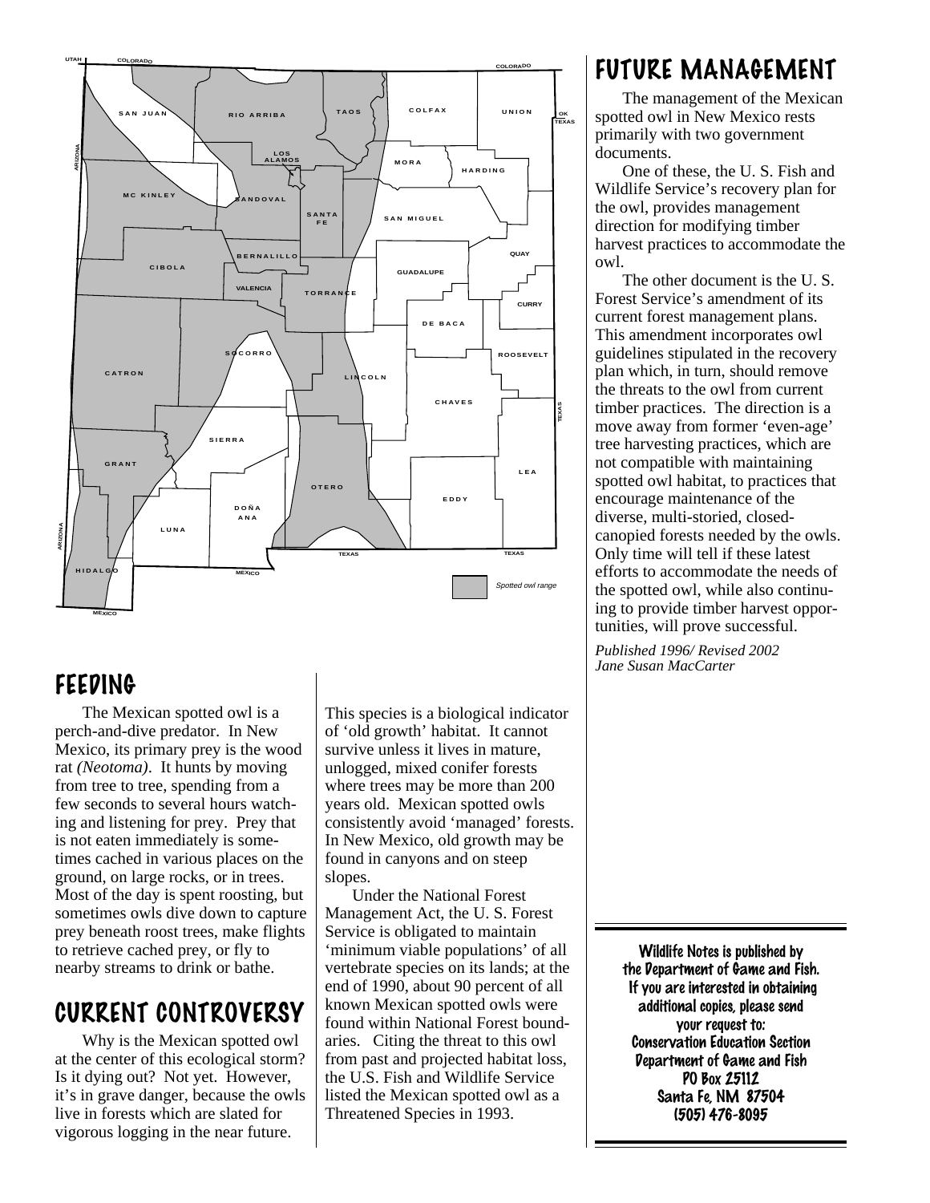UTAH COLORADO COLORADO

SAN JUAN RIO ARRIBA TAOS COLFAX UNION OK TEXAS

ARIZONA LOS ALAMOS MORA HARDING

MC KINLEY SANDOVAL SANTA FE SAN MIGUEL

BERNALILLO QUAY

CIBOLA GUADALUPE

VALENCIA TORRANCE CURRY

DE BACA

SOCORRO ROOSEVELT

CATRON LINCOLN

CHAVES TEXAS

SIERRA

GRANT LEA

OTERO

DOÑA ANA EDDY

LUNA

ARIZONA

TEXAS TEXAS

HIDALGO MEXICO

Spotted owl range

MEXICO

## FUTURE MANAGEMENT

The management of the Mexican spotted owl in New Mexico rests primarily with two government documents.

One of these, the U. S. Fish and Wildlife Service's recovery plan for the owl, provides management direction for modifying timber harvest practices to accommodate the owl.

The other document is the U. S. Forest Service's amendment of its current forest management plans. This amendment incorporates owl guidelines stipulated in the recovery plan which, in turn, should remove the threats to the owl from current timber practices. The direction is a move away from former 'even-age' tree harvesting practices, which are not compatible with maintaining spotted owl habitat, to practices that encourage maintenance of the diverse, multi-storied, closed-canopied forests needed by the owls. Only time will tell if these latest efforts to accommodate the needs of the spotted owl, while also continuing to provide timber harvest opportunities, will prove successful.

*Published 1996/ Revised 2002*
*Jane Susan MacCarter*

## FEEDING

The Mexican spotted owl is a perch-and-dive predator. In New Mexico, its primary prey is the wood rat *(Neotoma)*. It hunts by moving from tree to tree, spending from a few seconds to several hours watching and listening for prey. Prey that is not eaten immediately is sometimes cached in various places on the ground, on large rocks, or in trees. Most of the day is spent roosting, but sometimes owls dive down to capture prey beneath roost trees, make flights to retrieve cached prey, or fly to nearby streams to drink or bathe.

## CURRENT CONTROVERSY

Why is the Mexican spotted owl at the center of this ecological storm? Is it dying out? Not yet. However, it's in grave danger, because the owls live in forests which are slated for vigorous logging in the near future. This species is a biological indicator of 'old growth' habitat. It cannot survive unless it lives in mature, unlogged, mixed conifer forests where trees may be more than 200 years old. Mexican spotted owls consistently avoid 'managed' forests. In New Mexico, old growth may be found in canyons and on steep slopes.

Under the National Forest Management Act, the U. S. Forest Service is obligated to maintain 'minimum viable populations' of all vertebrate species on its lands; at the end of 1990, about 90 percent of all known Mexican spotted owls were found within National Forest boundaries. Citing the threat to this owl from past and projected habitat loss, the U.S. Fish and Wildlife Service listed the Mexican spotted owl as a Threatened Species in 1993.

**Wildlife Notes is published by the Department of Game and Fish. If you are interested in obtaining additional copies, please send your request to:**
**Conservation Education Section**
**Department of Game and Fish**
**PO Box 25112**
**Santa Fe, NM 87504**
**(505) 476-8095**